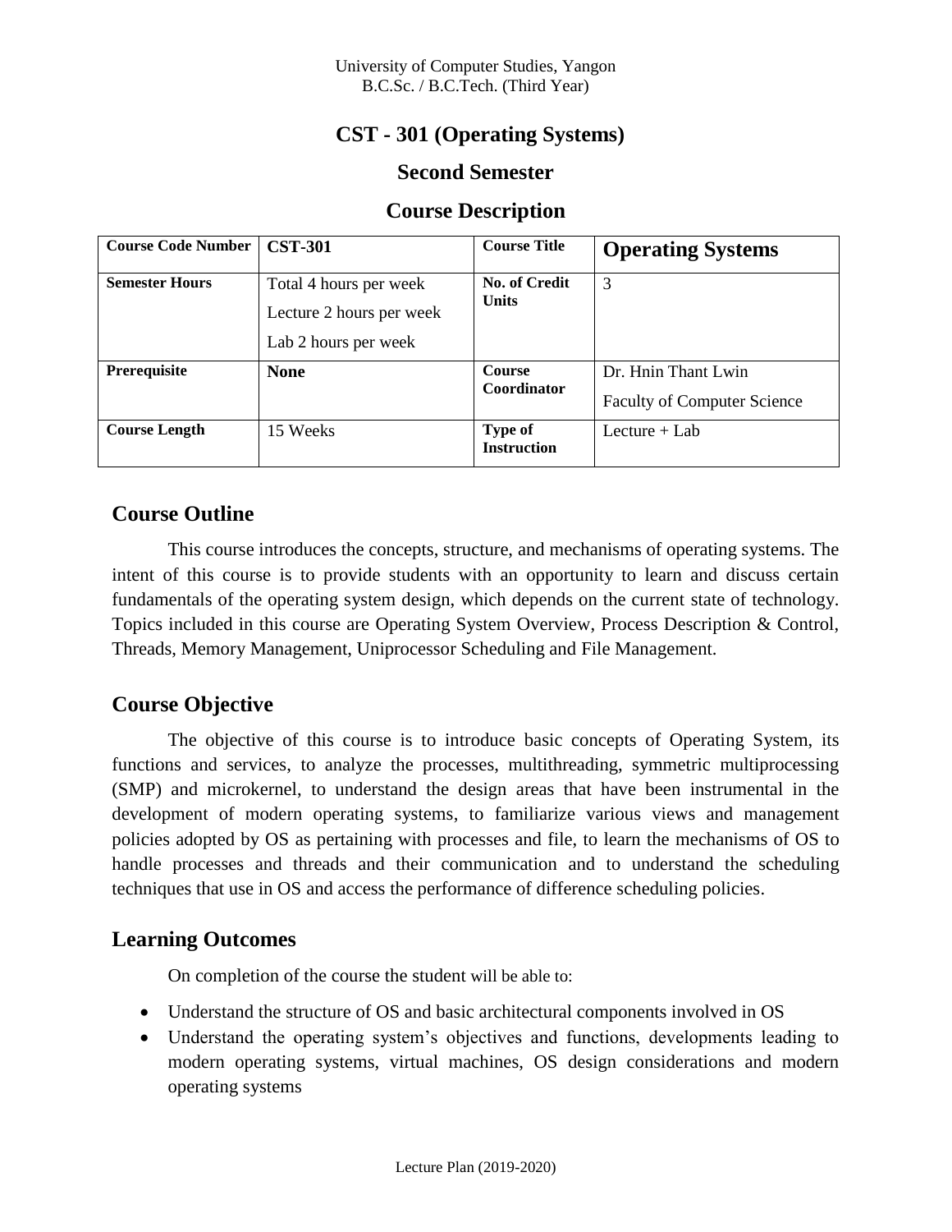University of Computer Studies, Yangon
B.C.Sc. / B.C.Tech. (Third Year)

# CST - 301 (Operating Systems)

## Second Semester

## Course Description

| **Course Code Number** | **CST-301** | **Course Title** | **Operating Systems** |
|---|---|---|---|
| **Semester Hours** | Total 4 hours per week<br>Lecture 2 hours per week<br>Lab 2 hours per week | **No. of Credit Units** | 3 |
| **Prerequisite** | **None** | **Course Coordinator** | Dr. Hnin Thant Lwin<br>Faculty of Computer Science |
| **Course Length** | 15 Weeks | **Type of Instruction** | Lecture + Lab |

## Course Outline

This course introduces the concepts, structure, and mechanisms of operating systems. The intent of this course is to provide students with an opportunity to learn and discuss certain fundamentals of the operating system design, which depends on the current state of technology. Topics included in this course are Operating System Overview, Process Description & Control, Threads, Memory Management, Uniprocessor Scheduling and File Management.

## Course Objective

The objective of this course is to introduce basic concepts of Operating System, its functions and services, to analyze the processes, multithreading, symmetric multiprocessing (SMP) and microkernel, to understand the design areas that have been instrumental in the development of modern operating systems, to familiarize various views and management policies adopted by OS as pertaining with processes and file, to learn the mechanisms of OS to handle processes and threads and their communication and to understand the scheduling techniques that use in OS and access the performance of difference scheduling policies.

## Learning Outcomes

On completion of the course the student will be able to:

- Understand the structure of OS and basic architectural components involved in OS
- Understand the operating system's objectives and functions, developments leading to modern operating systems, virtual machines, OS design considerations and modern operating systems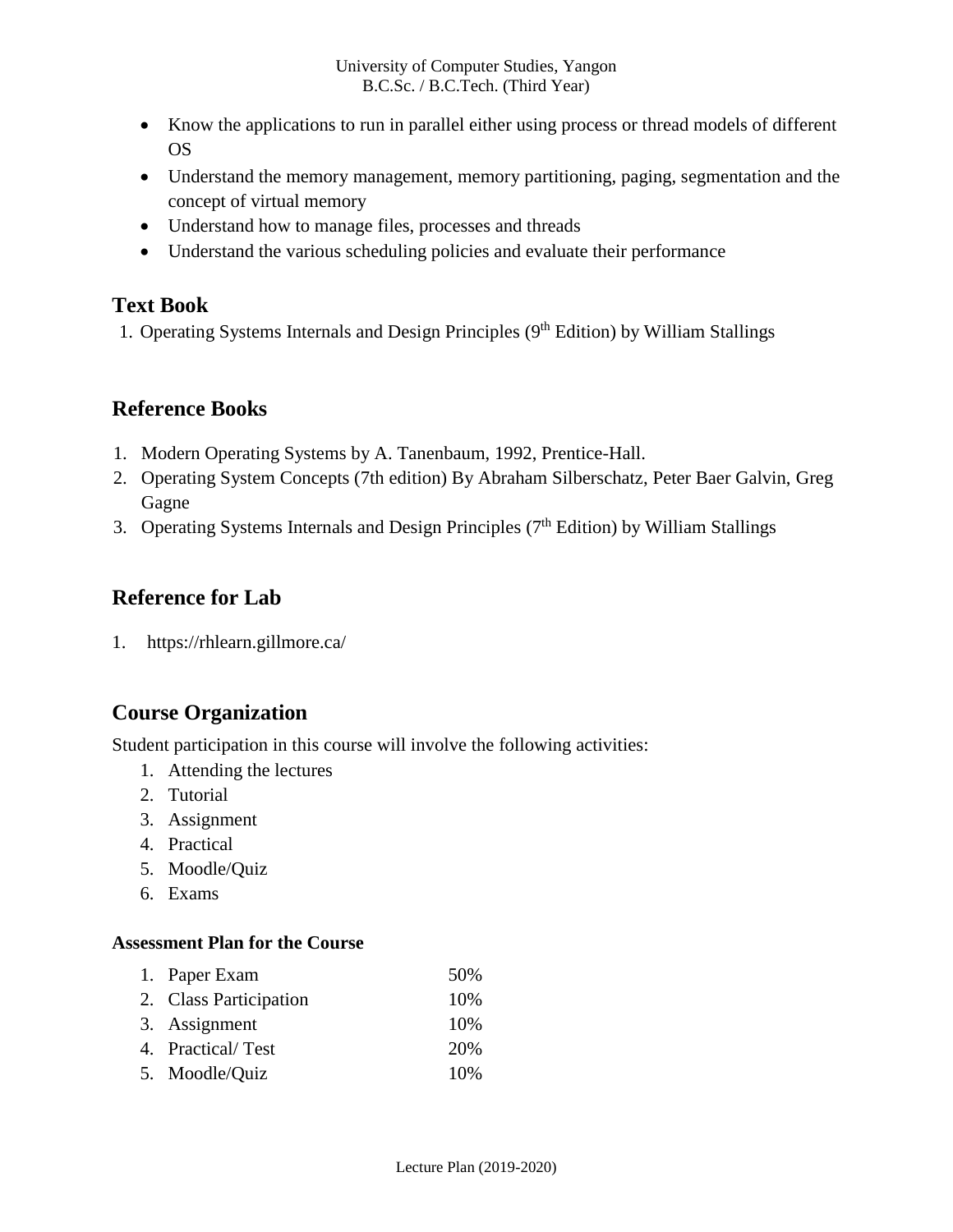- Know the applications to run in parallel either using process or thread models of different OS
- Understand the memory management, memory partitioning, paging, segmentation and the concept of virtual memory
- Understand how to manage files, processes and threads
- Understand the various scheduling policies and evaluate their performance

## Text Book

1. Operating Systems Internals and Design Principles ($9^{th}$ Edition) by William Stallings

## Reference Books

1. Modern Operating Systems by A. Tanenbaum, 1992, Prentice-Hall.
2. Operating System Concepts (7th edition) By Abraham Silberschatz, Peter Baer Galvin, Greg Gagne
3. Operating Systems Internals and Design Principles ($7^{th}$ Edition) by William Stallings

## Reference for Lab

1. https://rhlearn.gillmore.ca/

## Course Organization

Student participation in this course will involve the following activities:

1. Attending the lectures
2. Tutorial
3. Assignment
4. Practical
5. Moodle/Quiz
6. Exams

#### Assessment Plan for the Course

| | |
|---|---|
| 1. Paper Exam | 50% |
| 2. Class Participation | 10% |
| 3. Assignment | 10% |
| 4. Practical/ Test | 20% |
| 5. Moodle/Quiz | 10% |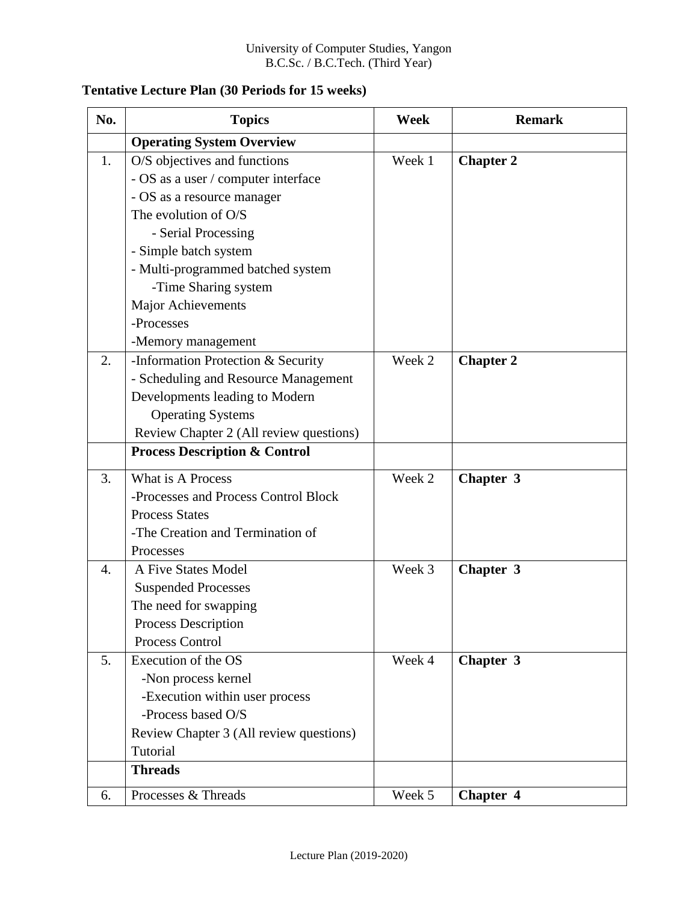University of Computer Studies, Yangon
B.C.Sc. / B.C.Tech. (Third Year)

## Tentative Lecture Plan (30 Periods for 15 weeks)

| No. | Topics | Week | Remark |
|---|---|---|---|
| | **Operating System Overview** | | |
| 1. | O/S objectives and functions<br>- OS as a user / computer interface<br>- OS as a resource manager<br>The evolution of O/S<br>- Serial Processing<br>- Simple batch system<br>- Multi-programmed batched system<br>-Time Sharing system<br>Major Achievements<br>-Processes<br>-Memory management | Week 1 | **Chapter 2** |
| 2. | -Information Protection & Security<br>- Scheduling and Resource Management<br>Developments leading to Modern Operating Systems<br>Review Chapter 2 (All review questions) | Week 2 | **Chapter 2** |
| | **Process Description & Control** | | |
| 3. | What is A Process<br>-Processes and Process Control Block<br>Process States<br>-The Creation and Termination of Processes | Week 2 | **Chapter 3** |
| 4. | A Five States Model<br>Suspended Processes<br>The need for swapping<br>Process Description<br>Process Control | Week 3 | **Chapter 3** |
| 5. | Execution of the OS<br>-Non process kernel<br>-Execution within user process<br>-Process based O/S<br>Review Chapter 3 (All review questions)<br>Tutorial | Week 4 | **Chapter 3** |
| | **Threads** | | |
| 6. | Processes & Threads | Week 5 | **Chapter 4** |

Lecture Plan (2019-2020)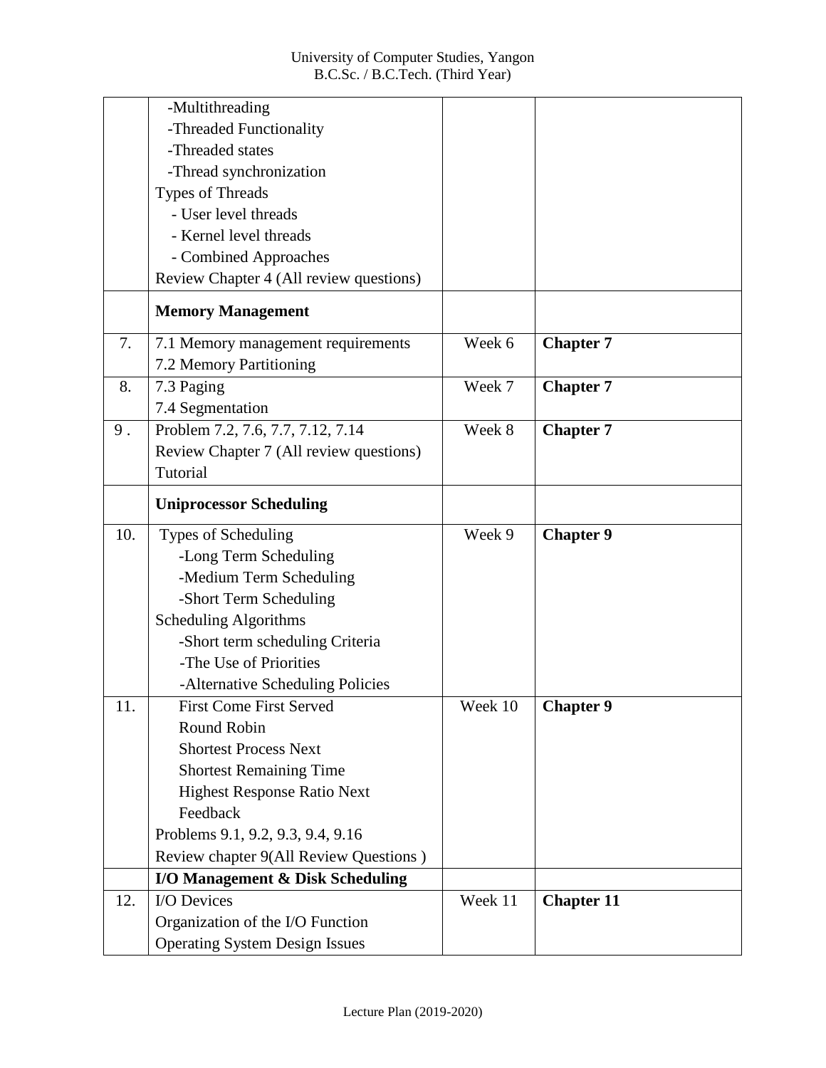| | | | |
|---|---|---|---|
| | -Multithreading<br>-Threaded Functionality<br>-Threaded states<br>-Thread synchronization<br>Types of Threads<br>- User level threads<br>- Kernel level threads<br>- Combined Approaches<br>Review Chapter 4 (All review questions) | | |
| | **Memory Management** | | |
| 7. | 7.1 Memory management requirements<br>7.2 Memory Partitioning | Week 6 | **Chapter 7** |
| 8. | 7.3 Paging<br>7.4 Segmentation | Week 7 | **Chapter 7** |
| 9 . | Problem 7.2, 7.6, 7.7, 7.12, 7.14<br>Review Chapter 7 (All review questions)<br>Tutorial | Week 8 | **Chapter 7** |
| | **Uniprocessor Scheduling** | | |
| 10. | Types of Scheduling<br>-Long Term Scheduling<br>-Medium Term Scheduling<br>-Short Term Scheduling<br>Scheduling Algorithms<br>-Short term scheduling Criteria<br>-The Use of Priorities<br>-Alternative Scheduling Policies | Week 9 | **Chapter 9** |
| 11. | First Come First Served<br>Round Robin<br>Shortest Process Next<br>Shortest Remaining Time<br>Highest Response Ratio Next<br>Feedback<br>Problems 9.1, 9.2, 9.3, 9.4, 9.16<br>Review chapter 9(All Review Questions ) | Week 10 | **Chapter 9** |
| | **I/O Management & Disk Scheduling** | | |
| 12. | I/O Devices<br>Organization of the I/O Function<br>Operating System Design Issues | Week 11 | **Chapter 11** |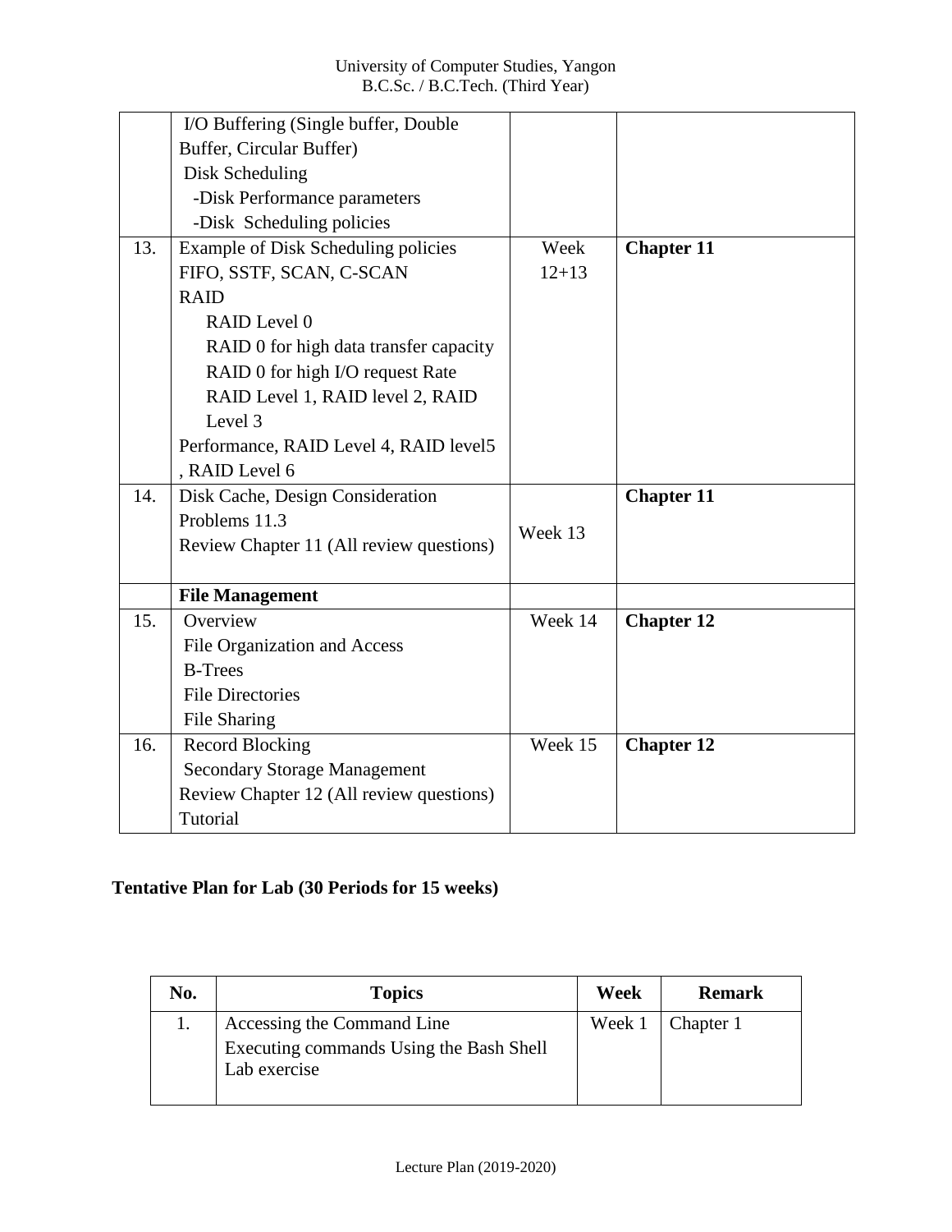| | | | |
|---|---|---|---|
| | I/O Buffering (Single buffer, Double Buffer, Circular Buffer)<br>Disk Scheduling<br>-Disk Performance parameters<br>-Disk Scheduling policies | | |
| 13. | Example of Disk Scheduling policies<br>FIFO, SSTF, SCAN, C-SCAN<br>RAID<br>RAID Level 0<br>RAID 0 for high data transfer capacity<br>RAID 0 for high I/O request Rate<br>RAID Level 1, RAID level 2, RAID Level 3<br>Performance, RAID Level 4, RAID level5 , RAID Level 6 | Week 12+13 | **Chapter 11** |
| 14. | Disk Cache, Design Consideration<br>Problems 11.3<br>Review Chapter 11 (All review questions) | Week 13 | **Chapter 11** |
| | **File Management** | | |
| 15. | Overview<br>File Organization and Access<br>B-Trees<br>File Directories<br>File Sharing | Week 14 | **Chapter 12** |
| 16. | Record Blocking<br>Secondary Storage Management<br>Review Chapter 12 (All review questions)<br>Tutorial | Week 15 | **Chapter 12** |

**Tentative Plan for Lab (30 Periods for 15 weeks)**

| No. | Topics | Week | Remark |
|---|---|---|---|
| 1. | Accessing the Command Line<br>Executing commands Using the Bash Shell<br>Lab exercise | Week 1 | Chapter 1 |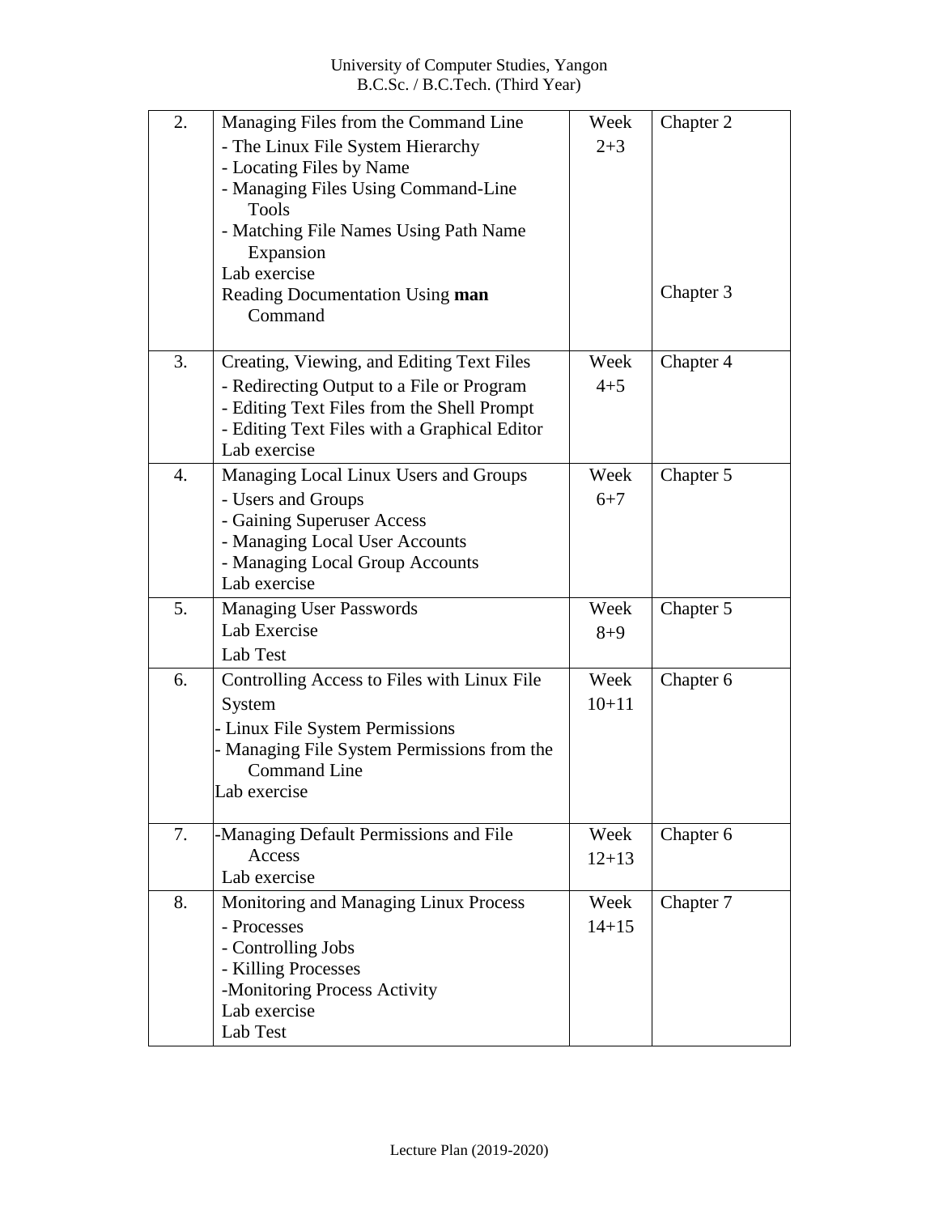| | | | |
|---|---|---|---|
| 2. | Managing Files from the Command Line<br>- The Linux File System Hierarchy<br>- Locating Files by Name<br>- Managing Files Using Command-Line Tools<br>- Matching File Names Using Path Name Expansion<br>Lab exercise<br>Reading Documentation Using **man** Command | Week 2+3 | Chapter 2<br><br><br><br><br><br>Chapter 3 |
| 3. | Creating, Viewing, and Editing Text Files<br>- Redirecting Output to a File or Program<br>- Editing Text Files from the Shell Prompt<br>- Editing Text Files with a Graphical Editor<br>Lab exercise | Week 4+5 | Chapter 4 |
| 4. | Managing Local Linux Users and Groups<br>- Users and Groups<br>- Gaining Superuser Access<br>- Managing Local User Accounts<br>- Managing Local Group Accounts<br>Lab exercise | Week 6+7 | Chapter 5 |
| 5. | Managing User Passwords<br>Lab Exercise<br>Lab Test | Week 8+9 | Chapter 5 |
| 6. | Controlling Access to Files with Linux File System<br>- Linux File System Permissions<br>- Managing File System Permissions from the Command Line<br>Lab exercise | Week 10+11 | Chapter 6 |
| 7. | -Managing Default Permissions and File Access<br>Lab exercise | Week 12+13 | Chapter 6 |
| 8. | Monitoring and Managing Linux Process<br>- Processes<br>- Controlling Jobs<br>- Killing Processes<br>-Monitoring Process Activity<br>Lab exercise<br>Lab Test | Week 14+15 | Chapter 7 |